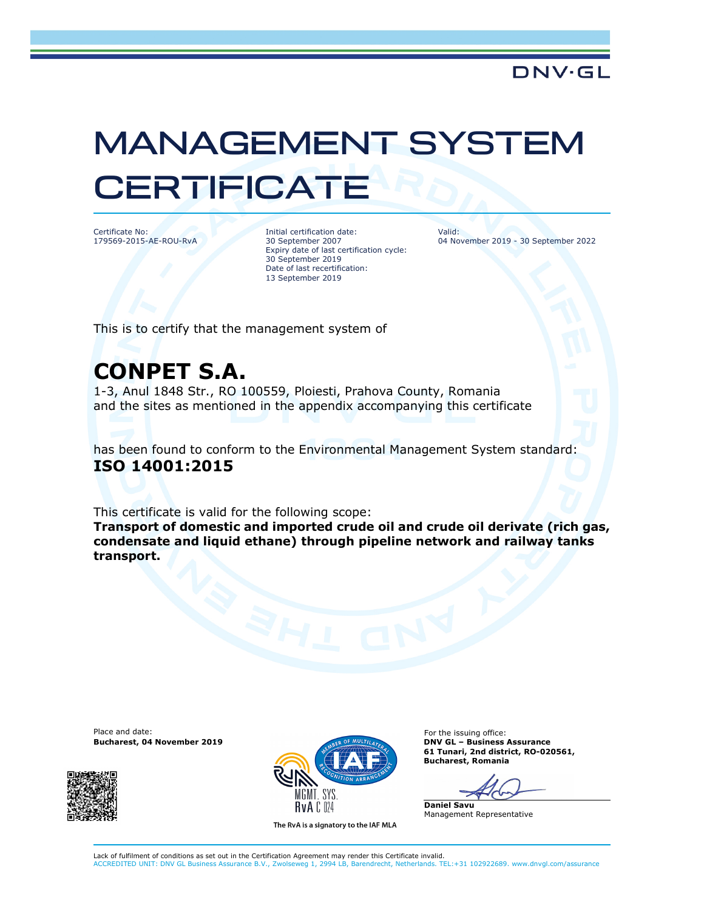DNV·GL

# MANAGEMENT SYSTEM CERTIFICATE

Certificate No:
179569-2015-AE-ROU-RvA

Initial certification date:
30 September 2007
Expiry date of last certification cycle:
30 September 2019
Date of last recertification:
13 September 2019

Valid:
04 November 2019 - 30 September 2022

This is to certify that the management system of

## CONPET S.A.

1-3, Anul 1848 Str., RO 100559, Ploiesti, Prahova County, Romania
and the sites as mentioned in the appendix accompanying this certificate

has been found to conform to the Environmental Management System standard:
**ISO 14001:2015**

This certificate is valid for the following scope:
**Transport of domestic and imported crude oil and crude oil derivate (rich gas, condensate and liquid ethane) through pipeline network and railway tanks transport.**

Place and date:
**Bucharest, 04 November 2019**

MGMT. SYS.
RvA C 024
The RvA is a signatory to the IAF MLA

For the issuing office:
**DNV GL – Business Assurance**
**61 Tunari, 2nd district, RO-020561,**
**Bucharest, Romania**

**Daniel Savu**
Management Representative

Lack of fulfilment of conditions as set out in the Certification Agreement may render this Certificate invalid.
ACCREDITED UNIT: DNV GL Business Assurance B.V., Zwolseweg 1, 2994 LB, Barendrecht, Netherlands. TEL:+31 102922689. www.dnvgl.com/assurance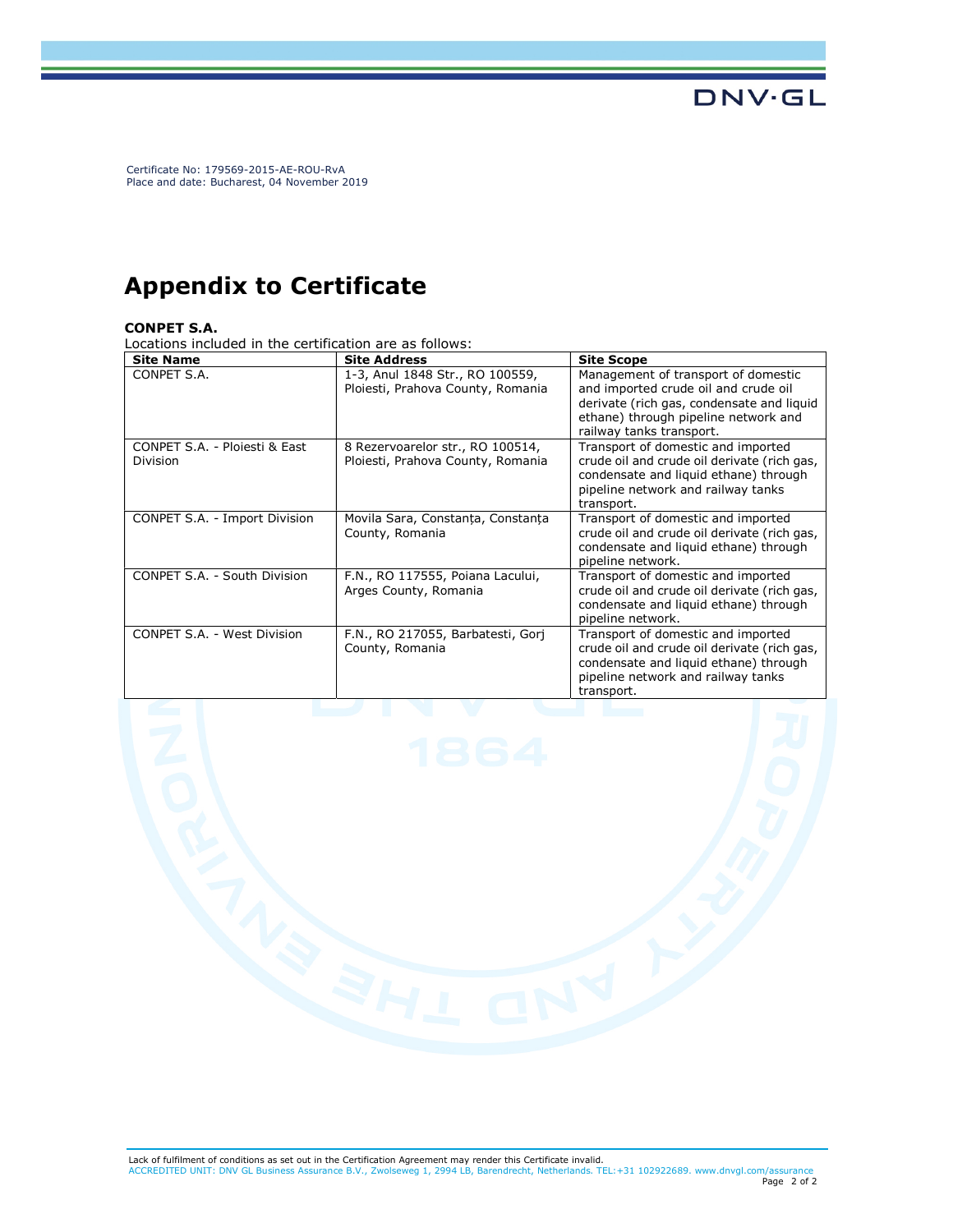Certificate No: 179569-2015-AE-ROU-RvA
Place and date: Bucharest, 04 November 2019

# Appendix to Certificate

**CONPET S.A.**

Locations included in the certification are as follows:

| Site Name | Site Address | Site Scope |
|---|---|---|
| CONPET S.A. | 1-3, Anul 1848 Str., RO 100559, Ploiesti, Prahova County, Romania | Management of transport of domestic and imported crude oil and crude oil derivate (rich gas, condensate and liquid ethane) through pipeline network and railway tanks transport. |
| CONPET S.A. - Ploiesti & East Division | 8 Rezervoarelor str., RO 100514, Ploiesti, Prahova County, Romania | Transport of domestic and imported crude oil and crude oil derivate (rich gas, condensate and liquid ethane) through pipeline network and railway tanks transport. |
| CONPET S.A. - Import Division | Movila Sara, Constanța, Constanța County, Romania | Transport of domestic and imported crude oil and crude oil derivate (rich gas, condensate and liquid ethane) through pipeline network. |
| CONPET S.A. - South Division | F.N., RO 117555, Poiana Lacului, Arges County, Romania | Transport of domestic and imported crude oil and crude oil derivate (rich gas, condensate and liquid ethane) through pipeline network. |
| CONPET S.A. - West Division | F.N., RO 217055, Barbatesti, Gorj County, Romania | Transport of domestic and imported crude oil and crude oil derivate (rich gas, condensate and liquid ethane) through pipeline network and railway tanks transport. |

Lack of fulfilment of conditions as set out in the Certification Agreement may render this Certificate invalid.
ACCREDITED UNIT: DNV GL Business Assurance B.V., Zwolseweg 1, 2994 LB, Barendrecht, Netherlands. TEL:+31 102922689. www.dnvgl.com/assurance